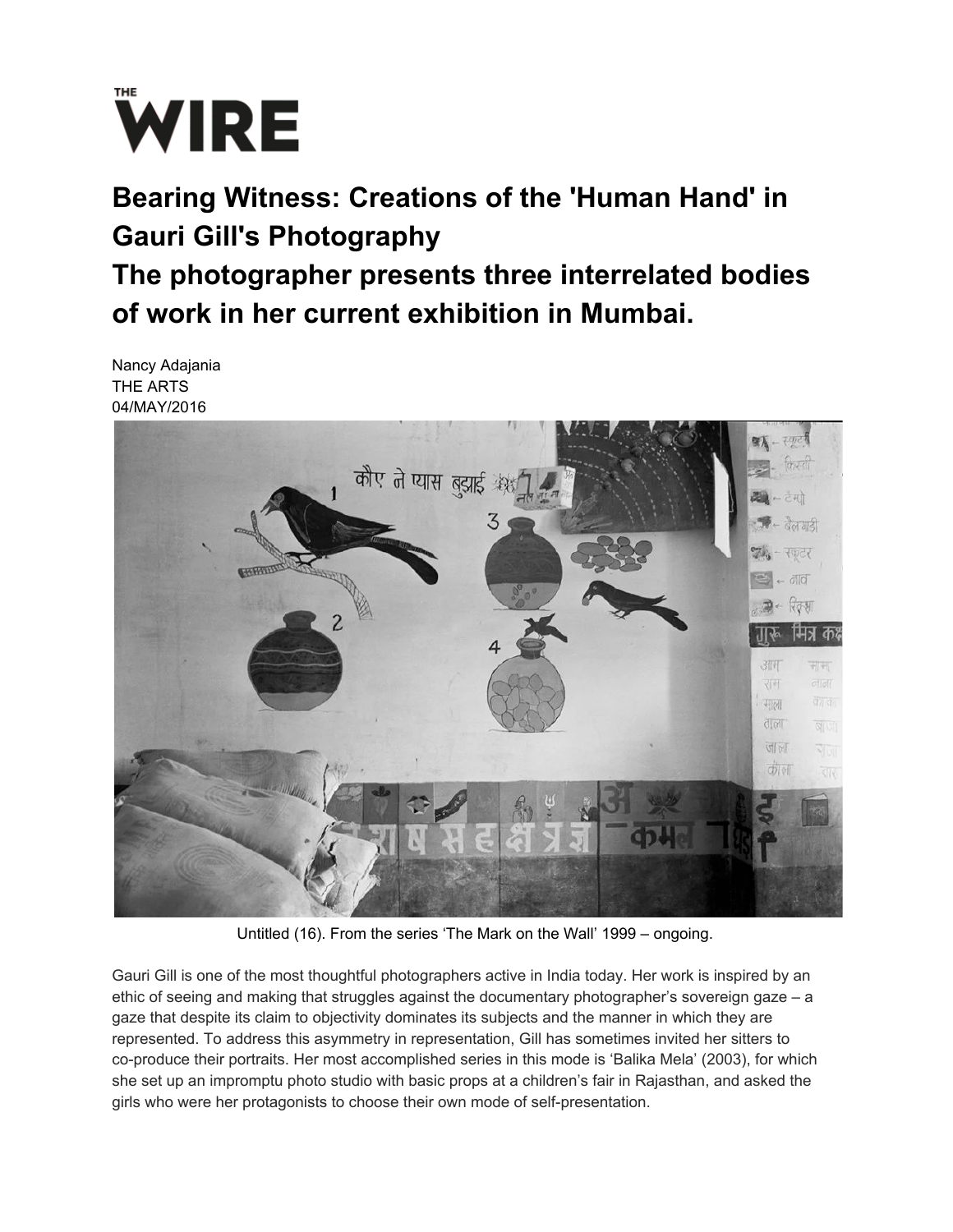**THE WIRE**

# Bearing Witness: Creations of the 'Human Hand' in Gauri Gill's Photography

## The photographer presents three interrelated bodies of work in her current exhibition in Mumbai.

Nancy Adajania
THE ARTS
04/MAY/2016

Untitled (16). From the series 'The Mark on the Wall' 1999 – ongoing.

Gauri Gill is one of the most thoughtful photographers active in India today. Her work is inspired by an ethic of seeing and making that struggles against the documentary photographer's sovereign gaze – a gaze that despite its claim to objectivity dominates its subjects and the manner in which they are represented. To address this asymmetry in representation, Gill has sometimes invited her sitters to co-produce their portraits. Her most accomplished series in this mode is 'Balika Mela' (2003), for which she set up an impromptu photo studio with basic props at a children's fair in Rajasthan, and asked the girls who were her protagonists to choose their own mode of self-presentation.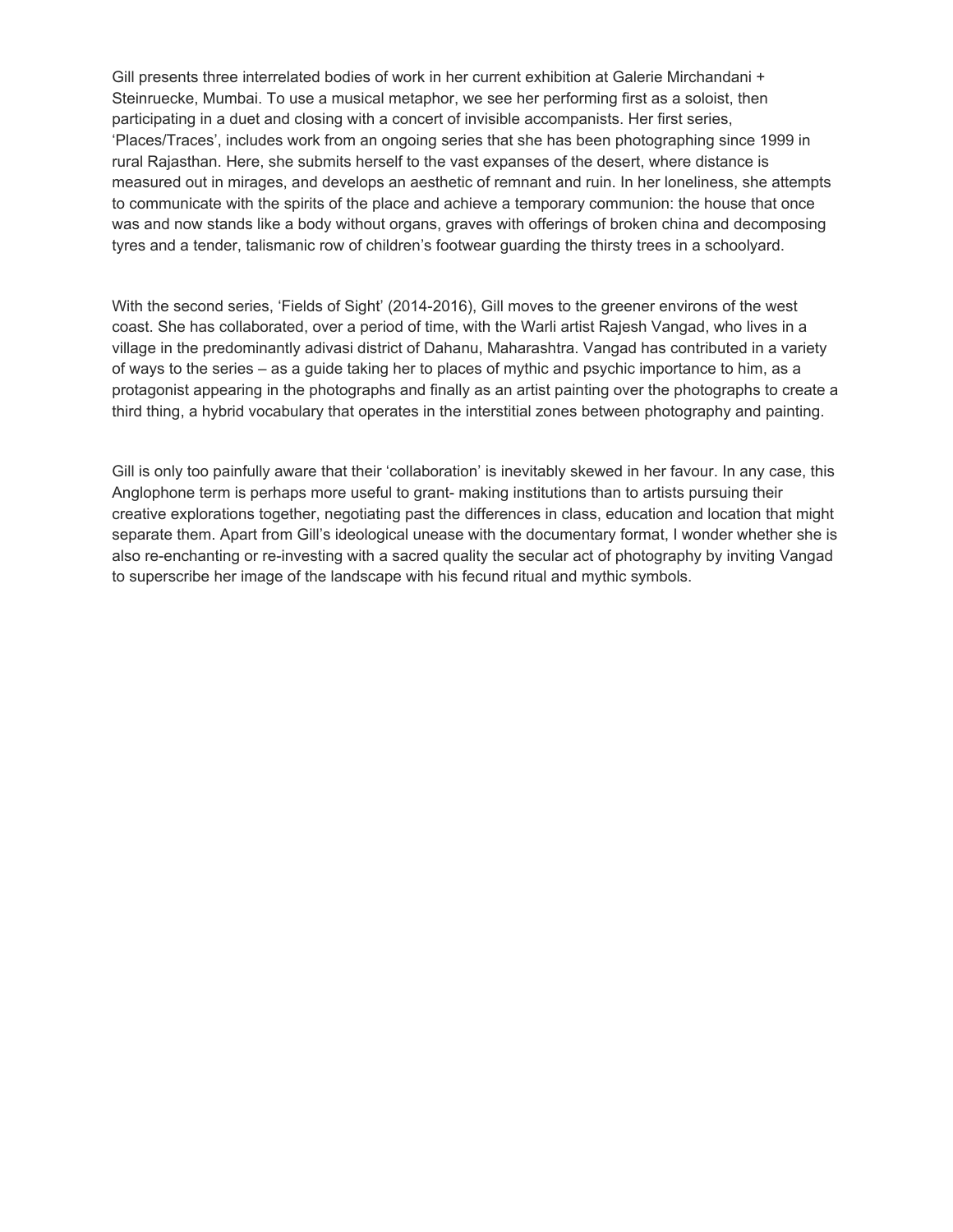Gill presents three interrelated bodies of work in her current exhibition at Galerie Mirchandani + Steinruecke, Mumbai. To use a musical metaphor, we see her performing first as a soloist, then participating in a duet and closing with a concert of invisible accompanists. Her first series, 'Places/Traces', includes work from an ongoing series that she has been photographing since 1999 in rural Rajasthan. Here, she submits herself to the vast expanses of the desert, where distance is measured out in mirages, and develops an aesthetic of remnant and ruin. In her loneliness, she attempts to communicate with the spirits of the place and achieve a temporary communion: the house that once was and now stands like a body without organs, graves with offerings of broken china and decomposing tyres and a tender, talismanic row of children's footwear guarding the thirsty trees in a schoolyard.

With the second series, 'Fields of Sight' (2014-2016), Gill moves to the greener environs of the west coast. She has collaborated, over a period of time, with the Warli artist Rajesh Vangad, who lives in a village in the predominantly adivasi district of Dahanu, Maharashtra. Vangad has contributed in a variety of ways to the series – as a guide taking her to places of mythic and psychic importance to him, as a protagonist appearing in the photographs and finally as an artist painting over the photographs to create a third thing, a hybrid vocabulary that operates in the interstitial zones between photography and painting.

Gill is only too painfully aware that their 'collaboration' is inevitably skewed in her favour. In any case, this Anglophone term is perhaps more useful to grant- making institutions than to artists pursuing their creative explorations together, negotiating past the differences in class, education and location that might separate them. Apart from Gill's ideological unease with the documentary format, I wonder whether she is also re-enchanting or re-investing with a sacred quality the secular act of photography by inviting Vangad to superscribe her image of the landscape with his fecund ritual and mythic symbols.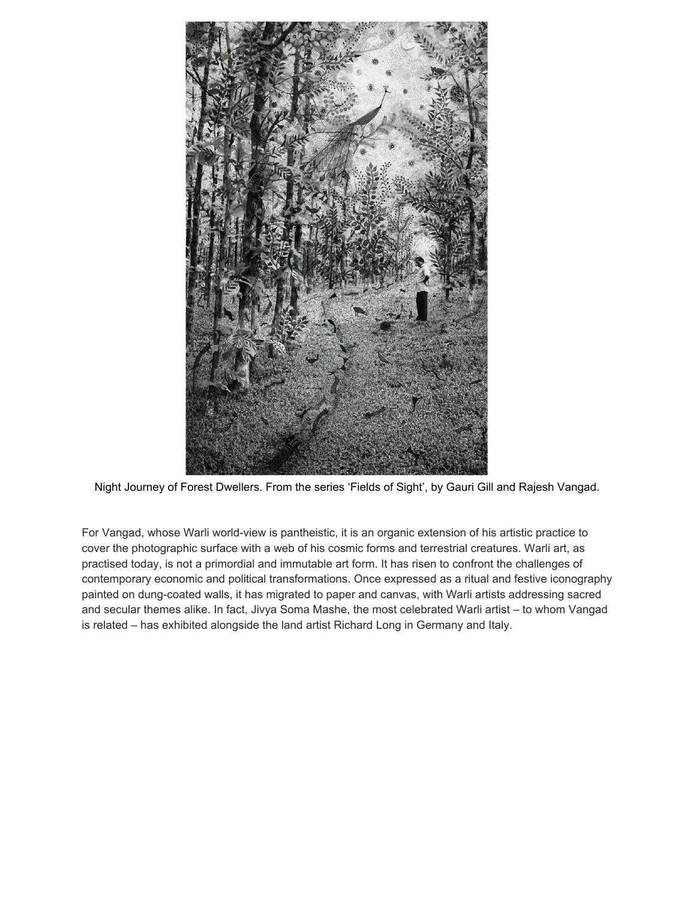Night Journey of Forest Dwellers. From the series ‘Fields of Sight’, by Gauri Gill and Rajesh Vangad.

For Vangad, whose Warli world-view is pantheistic, it is an organic extension of his artistic practice to cover the photographic surface with a web of his cosmic forms and terrestrial creatures. Warli art, as practised today, is not a primordial and immutable art form. It has risen to confront the challenges of contemporary economic and political transformations. Once expressed as a ritual and festive iconography painted on dung-coated walls, it has migrated to paper and canvas, with Warli artists addressing sacred and secular themes alike. In fact, Jivya Soma Mashe, the most celebrated Warli artist – to whom Vangad is related – has exhibited alongside the land artist Richard Long in Germany and Italy.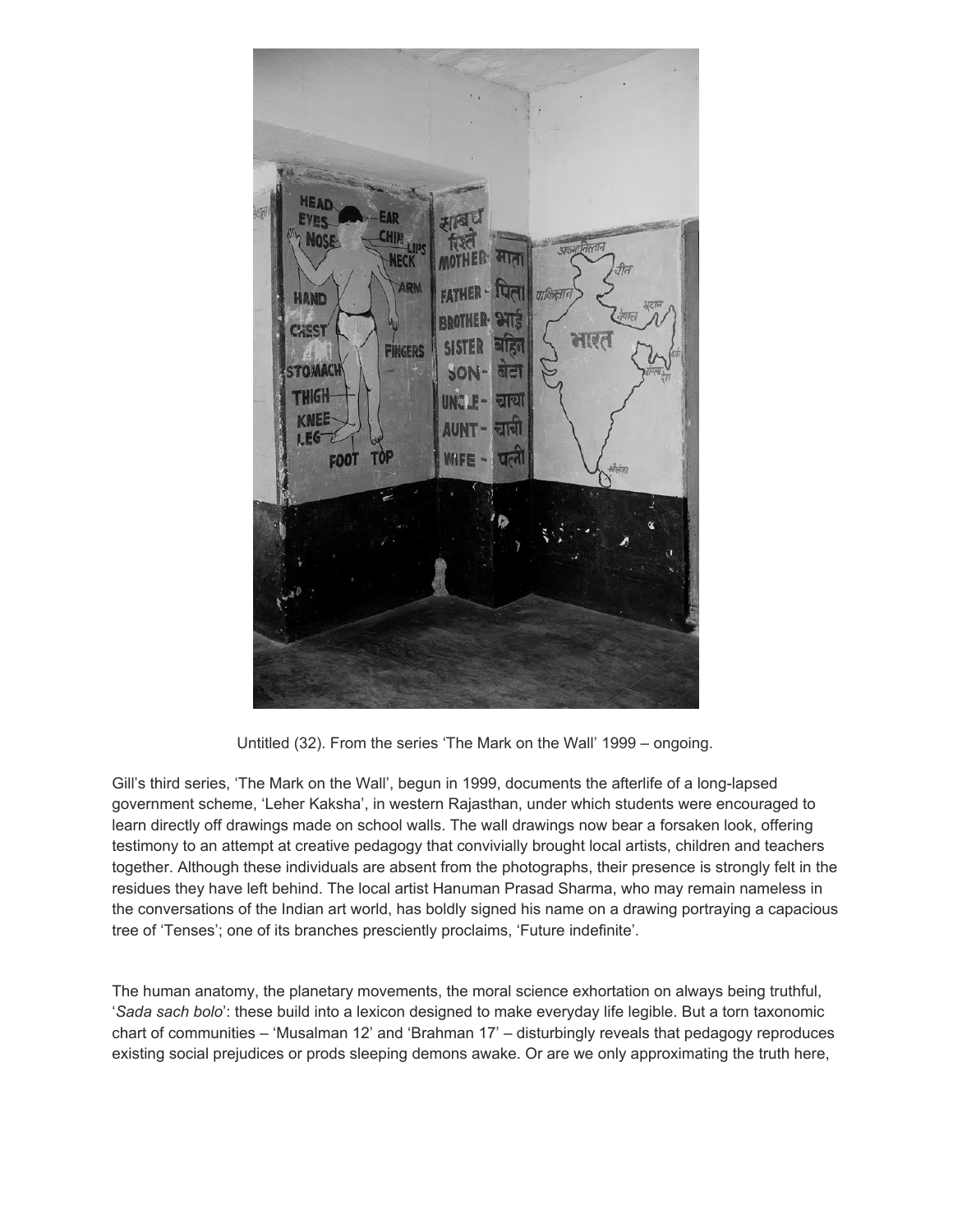Untitled (32). From the series 'The Mark on the Wall' 1999 – ongoing.

Gill's third series, 'The Mark on the Wall', begun in 1999, documents the afterlife of a long-lapsed government scheme, 'Leher Kaksha', in western Rajasthan, under which students were encouraged to learn directly off drawings made on school walls. The wall drawings now bear a forsaken look, offering testimony to an attempt at creative pedagogy that convivially brought local artists, children and teachers together. Although these individuals are absent from the photographs, their presence is strongly felt in the residues they have left behind. The local artist Hanuman Prasad Sharma, who may remain nameless in the conversations of the Indian art world, has boldly signed his name on a drawing portraying a capacious tree of 'Tenses'; one of its branches presciently proclaims, 'Future indefinite'.

The human anatomy, the planetary movements, the moral science exhortation on always being truthful, '*Sada sach bolo*': these build into a lexicon designed to make everyday life legible. But a torn taxonomic chart of communities – 'Musalman 12' and 'Brahman 17' – disturbingly reveals that pedagogy reproduces existing social prejudices or prods sleeping demons awake. Or are we only approximating the truth here,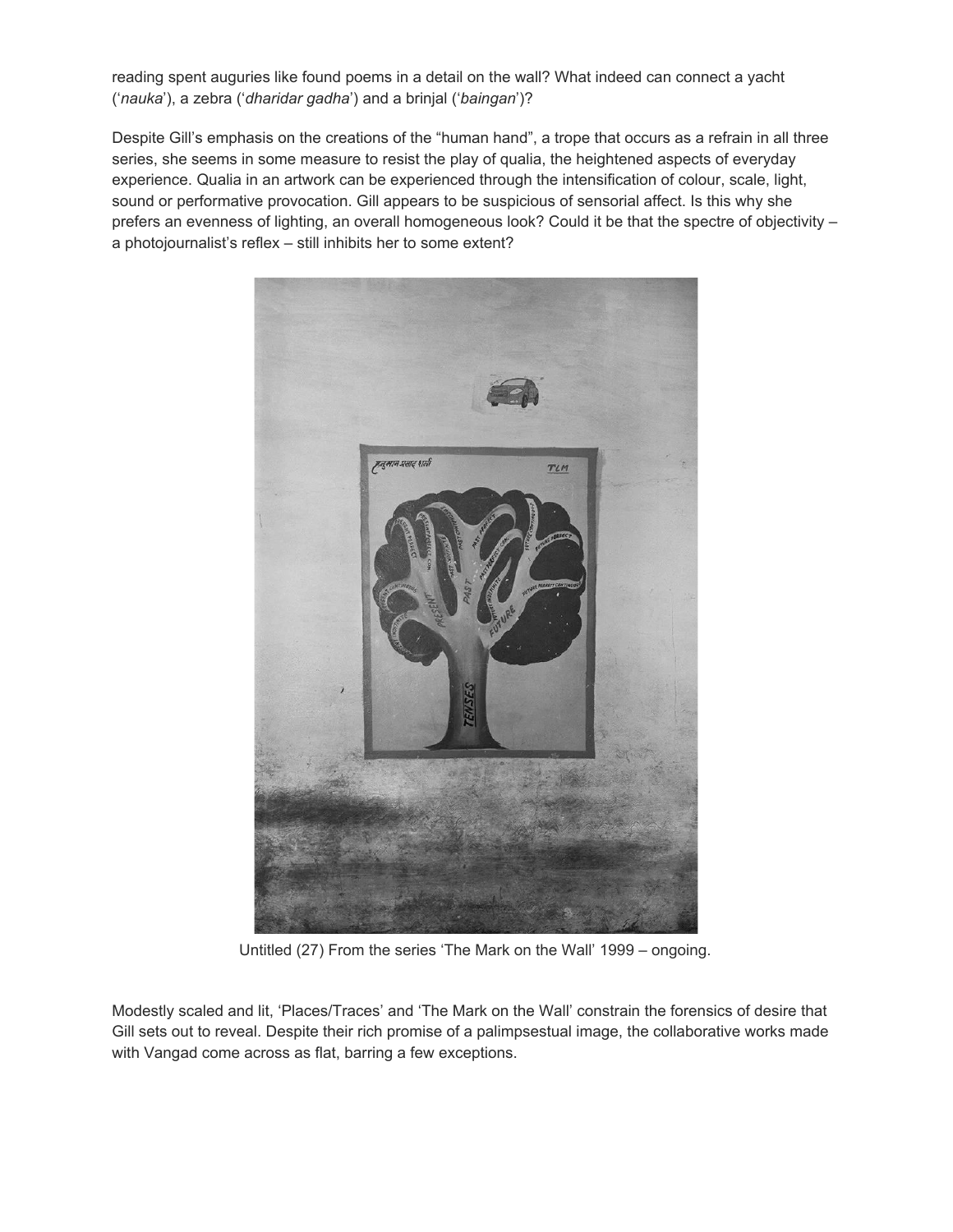reading spent auguries like found poems in a detail on the wall? What indeed can connect a yacht ('*nauka*'), a zebra ('*dharidar gadha*') and a brinjal ('*baingan*')?

Despite Gill's emphasis on the creations of the "human hand", a trope that occurs as a refrain in all three series, she seems in some measure to resist the play of qualia, the heightened aspects of everyday experience. Qualia in an artwork can be experienced through the intensification of colour, scale, light, sound or performative provocation. Gill appears to be suspicious of sensorial affect. Is this why she prefers an evenness of lighting, an overall homogeneous look? Could it be that the spectre of objectivity – a photojournalist's reflex – still inhibits her to some extent?

Untitled (27) From the series 'The Mark on the Wall' 1999 – ongoing.

Modestly scaled and lit, 'Places/Traces' and 'The Mark on the Wall' constrain the forensics of desire that Gill sets out to reveal. Despite their rich promise of a palimpsestual image, the collaborative works made with Vangad come across as flat, barring a few exceptions.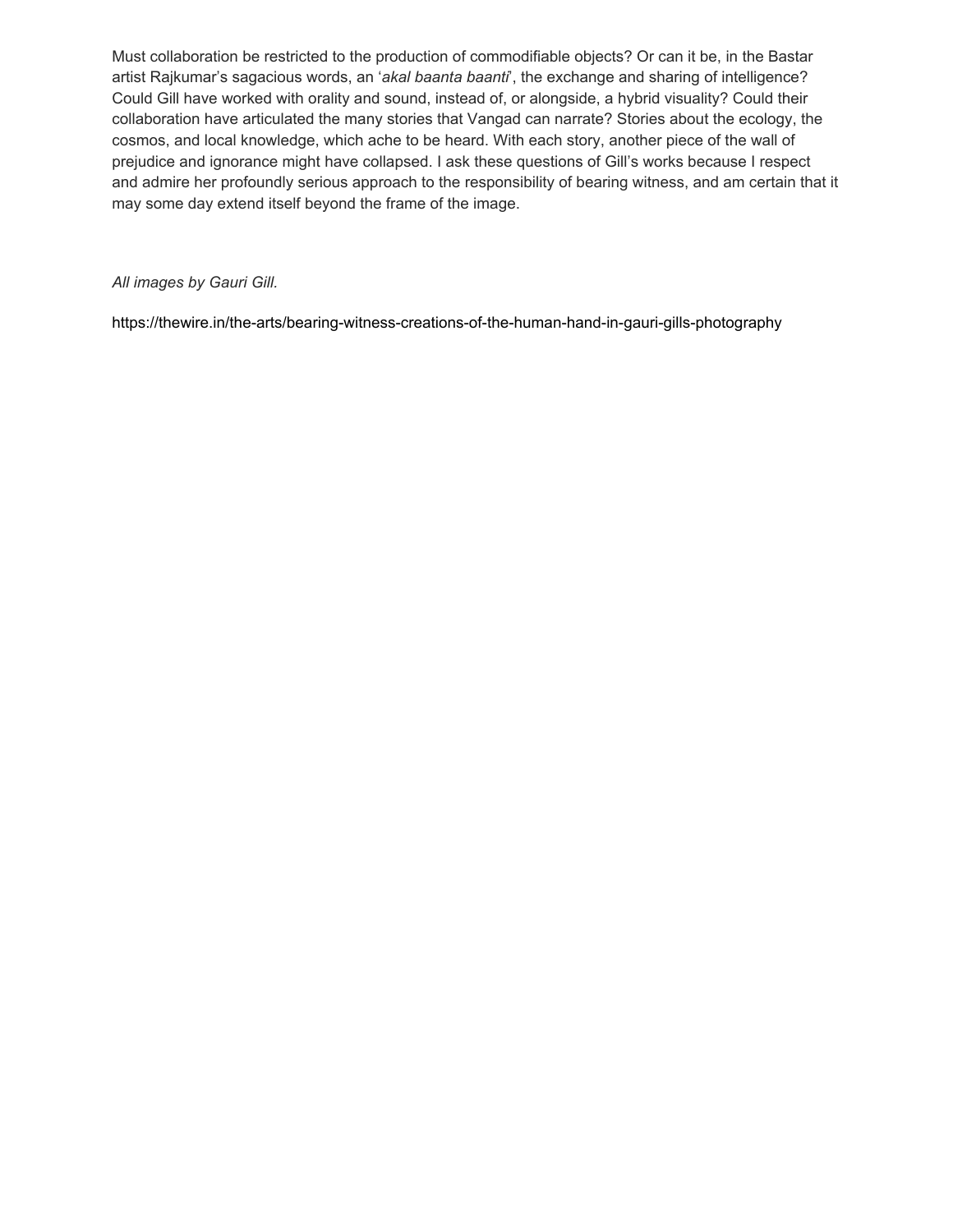Must collaboration be restricted to the production of commodifiable objects? Or can it be, in the Bastar artist Rajkumar's sagacious words, an '*akal baanta baanti*', the exchange and sharing of intelligence? Could Gill have worked with orality and sound, instead of, or alongside, a hybrid visuality? Could their collaboration have articulated the many stories that Vangad can narrate? Stories about the ecology, the cosmos, and local knowledge, which ache to be heard. With each story, another piece of the wall of prejudice and ignorance might have collapsed. I ask these questions of Gill's works because I respect and admire her profoundly serious approach to the responsibility of bearing witness, and am certain that it may some day extend itself beyond the frame of the image.

*All images by Gauri Gill.*

https://thewire.in/the-arts/bearing-witness-creations-of-the-human-hand-in-gauri-gills-photography